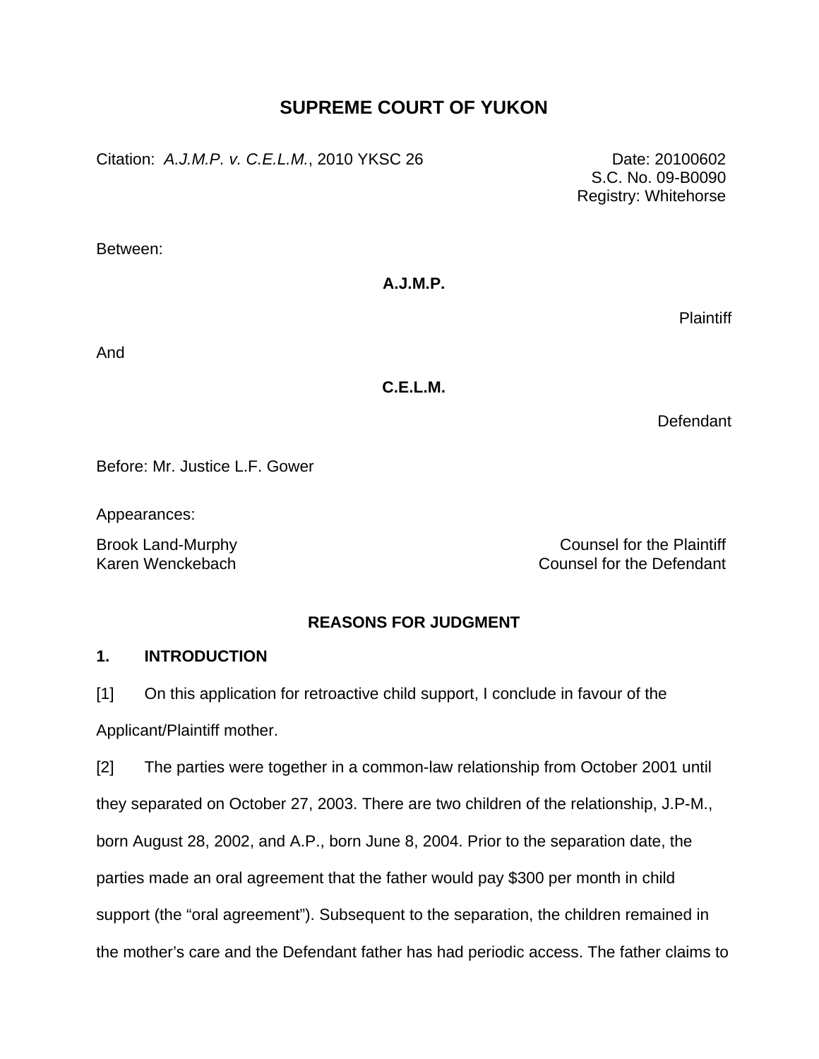# SUPREME COURT OF YUKON

Citation: *A.J.M.P. v. C.E.L.M.*, 2010 YKSC 26

Date: 20100602
S.C. No. 09-B0090
Registry: Whitehorse

Between:

**A.J.M.P.**

Plaintiff

And

**C.E.L.M.**

Defendant

Before: Mr. Justice L.F. Gower

Appearances:

Brook Land-Murphy — Counsel for the Plaintiff
Karen Wenckebach — Counsel for the Defendant

## REASONS FOR JUDGMENT

### 1. INTRODUCTION

[1] On this application for retroactive child support, I conclude in favour of the Applicant/Plaintiff mother.

[2] The parties were together in a common-law relationship from October 2001 until they separated on October 27, 2003. There are two children of the relationship, J.P-M., born August 28, 2002, and A.P., born June 8, 2004. Prior to the separation date, the parties made an oral agreement that the father would pay $300 per month in child support (the "oral agreement"). Subsequent to the separation, the children remained in the mother's care and the Defendant father has had periodic access. The father claims to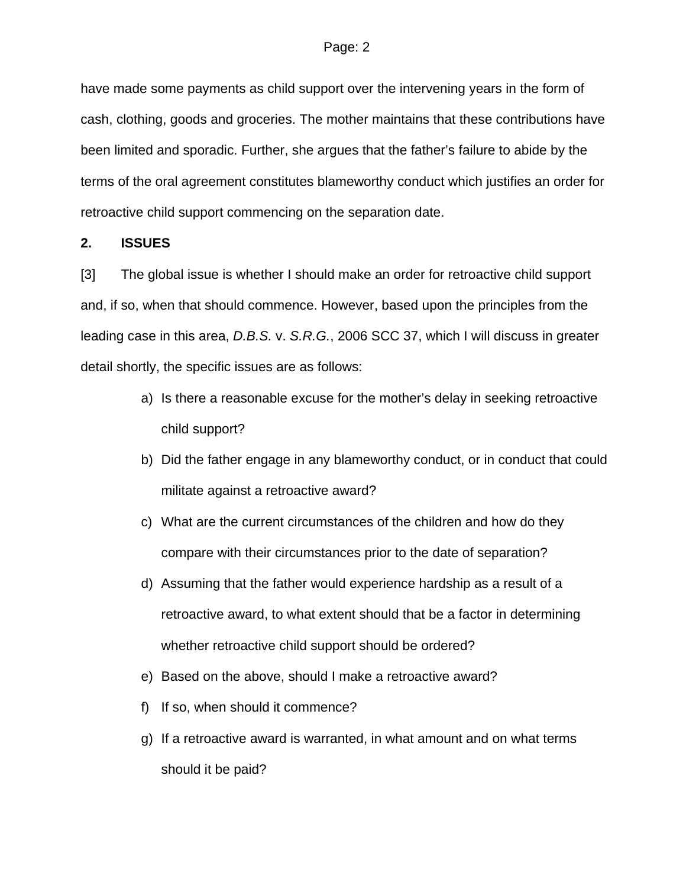have made some payments as child support over the intervening years in the form of cash, clothing, goods and groceries. The mother maintains that these contributions have been limited and sporadic. Further, she argues that the father's failure to abide by the terms of the oral agreement constitutes blameworthy conduct which justifies an order for retroactive child support commencing on the separation date.

## 2. ISSUES

[3] The global issue is whether I should make an order for retroactive child support and, if so, when that should commence. However, based upon the principles from the leading case in this area, *D.B.S.* v. *S.R.G.*, 2006 SCC 37, which I will discuss in greater detail shortly, the specific issues are as follows:

a) Is there a reasonable excuse for the mother's delay in seeking retroactive child support?

b) Did the father engage in any blameworthy conduct, or in conduct that could militate against a retroactive award?

c) What are the current circumstances of the children and how do they compare with their circumstances prior to the date of separation?

d) Assuming that the father would experience hardship as a result of a retroactive award, to what extent should that be a factor in determining whether retroactive child support should be ordered?

e) Based on the above, should I make a retroactive award?

f) If so, when should it commence?

g) If a retroactive award is warranted, in what amount and on what terms should it be paid?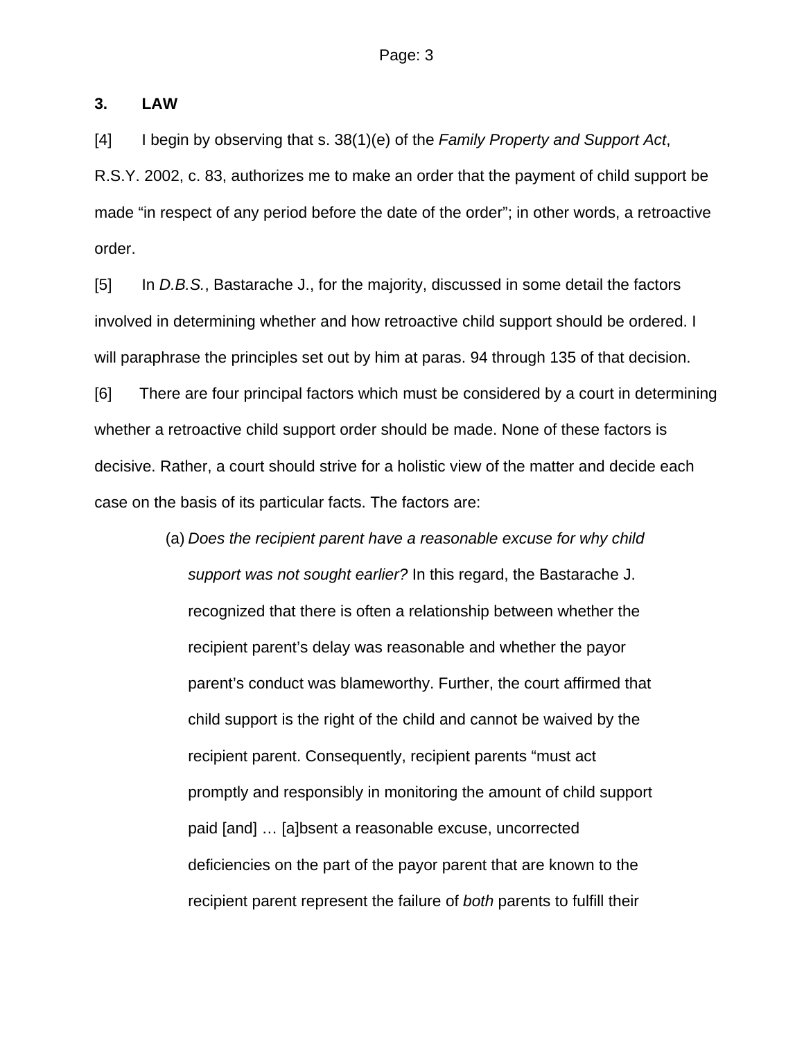## 3. LAW

[4] I begin by observing that s. 38(1)(e) of the *Family Property and Support Act*, R.S.Y. 2002, c. 83, authorizes me to make an order that the payment of child support be made "in respect of any period before the date of the order"; in other words, a retroactive order.

[5] In *D.B.S.*, Bastarache J., for the majority, discussed in some detail the factors involved in determining whether and how retroactive child support should be ordered. I will paraphrase the principles set out by him at paras. 94 through 135 of that decision.

[6] There are four principal factors which must be considered by a court in determining whether a retroactive child support order should be made. None of these factors is decisive. Rather, a court should strive for a holistic view of the matter and decide each case on the basis of its particular facts. The factors are:

> (a) *Does the recipient parent have a reasonable excuse for why child support was not sought earlier?* In this regard, the Bastarache J. recognized that there is often a relationship between whether the recipient parent's delay was reasonable and whether the payor parent's conduct was blameworthy. Further, the court affirmed that child support is the right of the child and cannot be waived by the recipient parent. Consequently, recipient parents "must act promptly and responsibly in monitoring the amount of child support paid [and] … [a]bsent a reasonable excuse, uncorrected deficiencies on the part of the payor parent that are known to the recipient parent represent the failure of *both* parents to fulfill their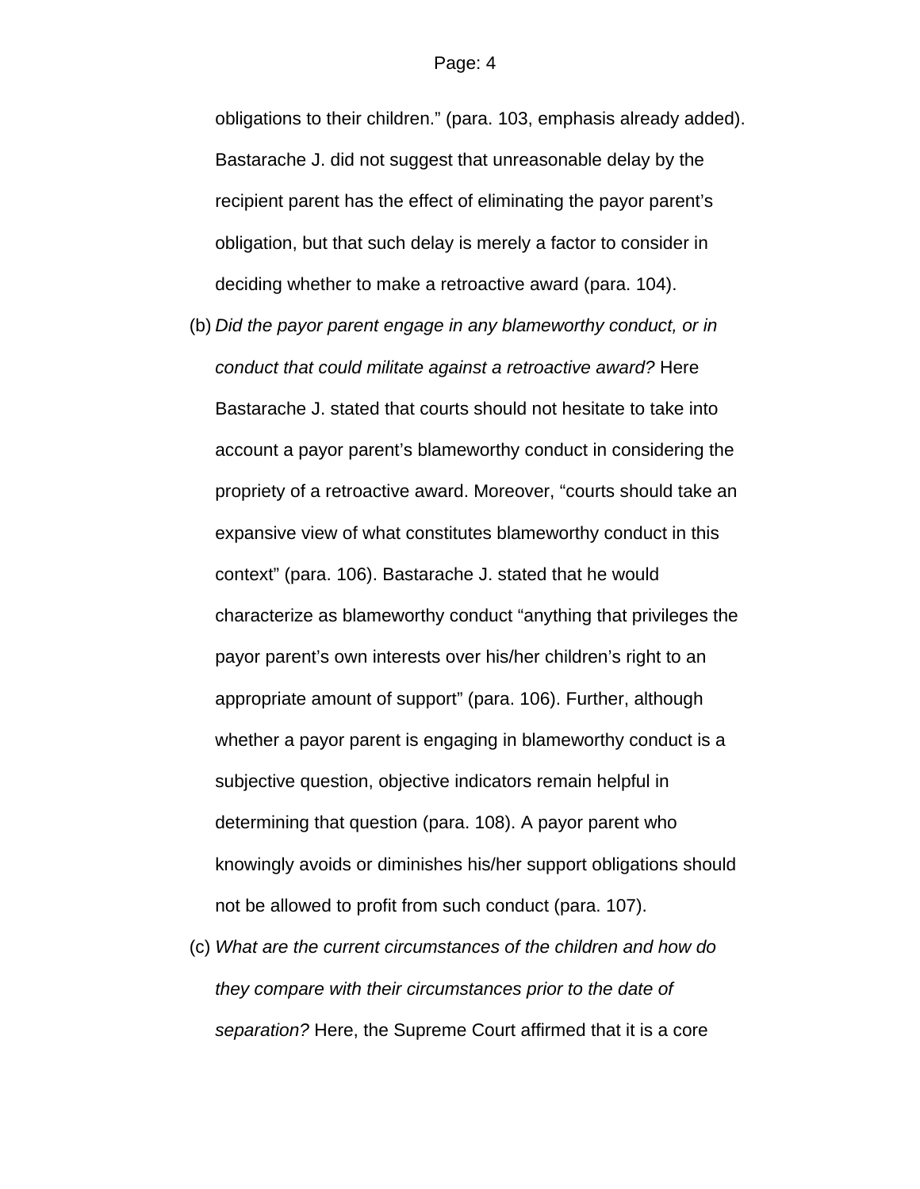obligations to their children." (para. 103, emphasis already added). Bastarache J. did not suggest that unreasonable delay by the recipient parent has the effect of eliminating the payor parent's obligation, but that such delay is merely a factor to consider in deciding whether to make a retroactive award (para. 104).

(b) *Did the payor parent engage in any blameworthy conduct, or in conduct that could militate against a retroactive award?* Here Bastarache J. stated that courts should not hesitate to take into account a payor parent's blameworthy conduct in considering the propriety of a retroactive award. Moreover, "courts should take an expansive view of what constitutes blameworthy conduct in this context" (para. 106). Bastarache J. stated that he would characterize as blameworthy conduct "anything that privileges the payor parent's own interests over his/her children's right to an appropriate amount of support" (para. 106). Further, although whether a payor parent is engaging in blameworthy conduct is a subjective question, objective indicators remain helpful in determining that question (para. 108). A payor parent who knowingly avoids or diminishes his/her support obligations should not be allowed to profit from such conduct (para. 107).

(c) *What are the current circumstances of the children and how do they compare with their circumstances prior to the date of separation?* Here, the Supreme Court affirmed that it is a core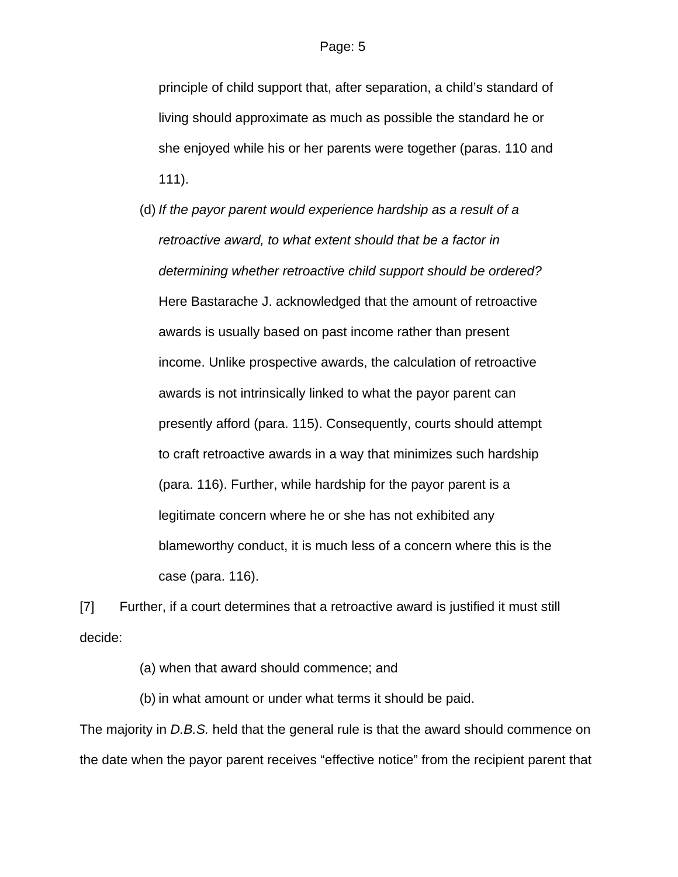principle of child support that, after separation, a child's standard of living should approximate as much as possible the standard he or she enjoyed while his or her parents were together (paras. 110 and 111).

(d) *If the payor parent would experience hardship as a result of a retroactive award, to what extent should that be a factor in determining whether retroactive child support should be ordered?* Here Bastarache J. acknowledged that the amount of retroactive awards is usually based on past income rather than present income. Unlike prospective awards, the calculation of retroactive awards is not intrinsically linked to what the payor parent can presently afford (para. 115). Consequently, courts should attempt to craft retroactive awards in a way that minimizes such hardship (para. 116). Further, while hardship for the payor parent is a legitimate concern where he or she has not exhibited any blameworthy conduct, it is much less of a concern where this is the case (para. 116).

[7] Further, if a court determines that a retroactive award is justified it must still decide:

(a) when that award should commence; and

(b) in what amount or under what terms it should be paid.

The majority in *D.B.S.* held that the general rule is that the award should commence on the date when the payor parent receives "effective notice" from the recipient parent that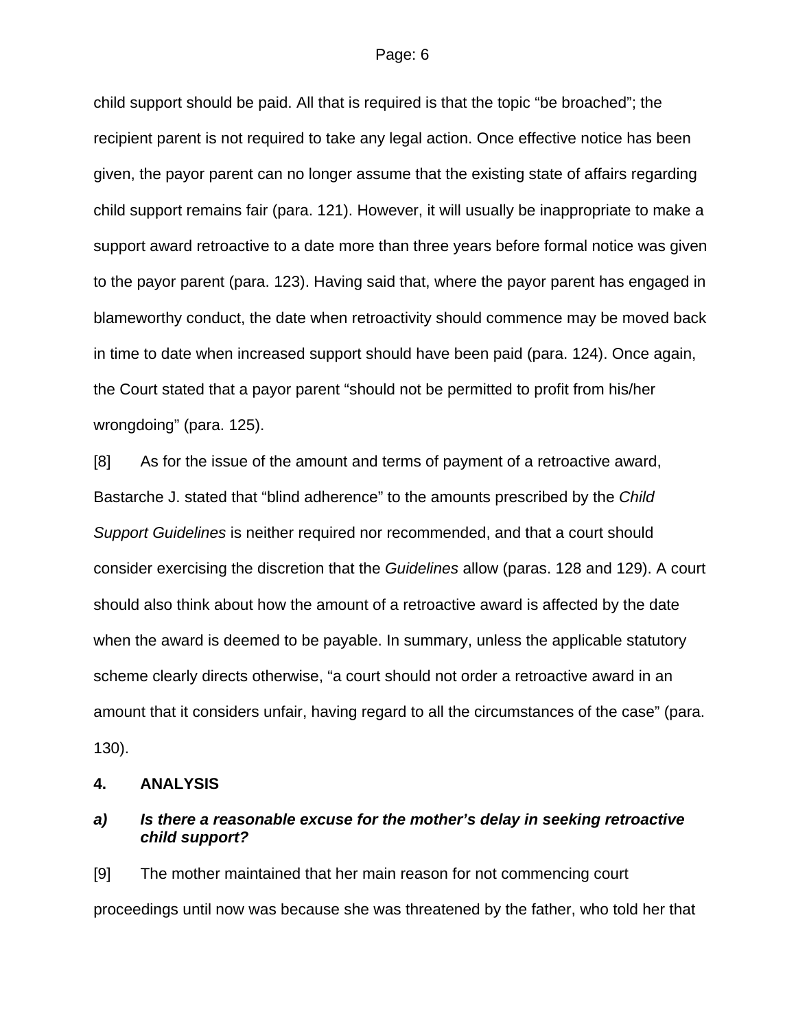child support should be paid. All that is required is that the topic "be broached"; the recipient parent is not required to take any legal action. Once effective notice has been given, the payor parent can no longer assume that the existing state of affairs regarding child support remains fair (para. 121). However, it will usually be inappropriate to make a support award retroactive to a date more than three years before formal notice was given to the payor parent (para. 123). Having said that, where the payor parent has engaged in blameworthy conduct, the date when retroactivity should commence may be moved back in time to date when increased support should have been paid (para. 124). Once again, the Court stated that a payor parent "should not be permitted to profit from his/her wrongdoing" (para. 125).

[8] As for the issue of the amount and terms of payment of a retroactive award, Bastarche J. stated that "blind adherence" to the amounts prescribed by the *Child Support Guidelines* is neither required nor recommended, and that a court should consider exercising the discretion that the *Guidelines* allow (paras. 128 and 129). A court should also think about how the amount of a retroactive award is affected by the date when the award is deemed to be payable. In summary, unless the applicable statutory scheme clearly directs otherwise, "a court should not order a retroactive award in an amount that it considers unfair, having regard to all the circumstances of the case" (para. 130).

## 4. ANALYSIS

### *a) Is there a reasonable excuse for the mother's delay in seeking retroactive child support?*

[9] The mother maintained that her main reason for not commencing court proceedings until now was because she was threatened by the father, who told her that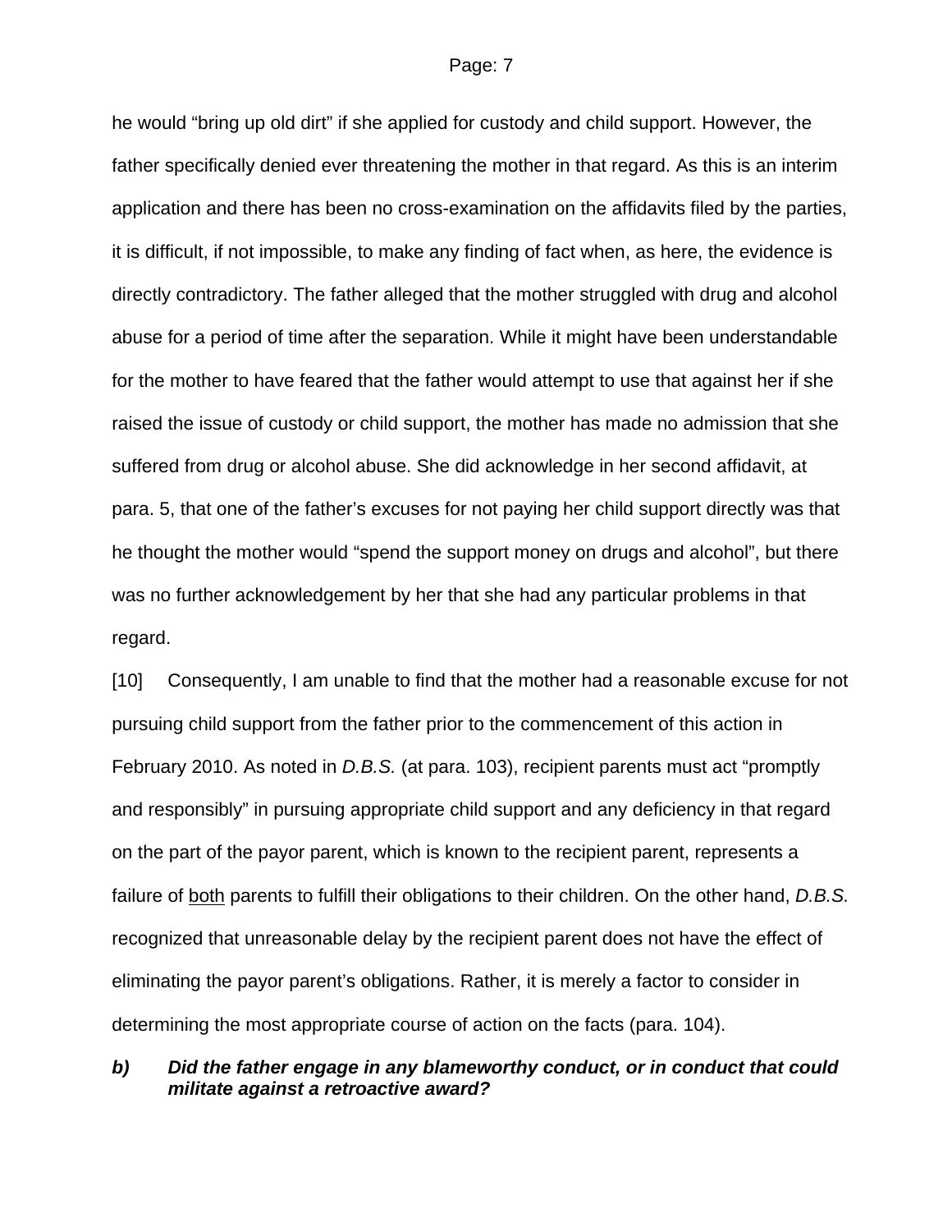he would “bring up old dirt” if she applied for custody and child support. However, the father specifically denied ever threatening the mother in that regard. As this is an interim application and there has been no cross-examination on the affidavits filed by the parties, it is difficult, if not impossible, to make any finding of fact when, as here, the evidence is directly contradictory. The father alleged that the mother struggled with drug and alcohol abuse for a period of time after the separation. While it might have been understandable for the mother to have feared that the father would attempt to use that against her if she raised the issue of custody or child support, the mother has made no admission that she suffered from drug or alcohol abuse. She did acknowledge in her second affidavit, at para. 5, that one of the father’s excuses for not paying her child support directly was that he thought the mother would “spend the support money on drugs and alcohol”, but there was no further acknowledgement by her that she had any particular problems in that regard.

[10] Consequently, I am unable to find that the mother had a reasonable excuse for not pursuing child support from the father prior to the commencement of this action in February 2010. As noted in *D.B.S.* (at para. 103), recipient parents must act “promptly and responsibly” in pursuing appropriate child support and any deficiency in that regard on the part of the payor parent, which is known to the recipient parent, represents a failure of <u>both</u> parents to fulfill their obligations to their children. On the other hand, *D.B.S.* recognized that unreasonable delay by the recipient parent does not have the effect of eliminating the payor parent’s obligations. Rather, it is merely a factor to consider in determining the most appropriate course of action on the facts (para. 104).

***b) Did the father engage in any blameworthy conduct, or in conduct that could militate against a retroactive award?***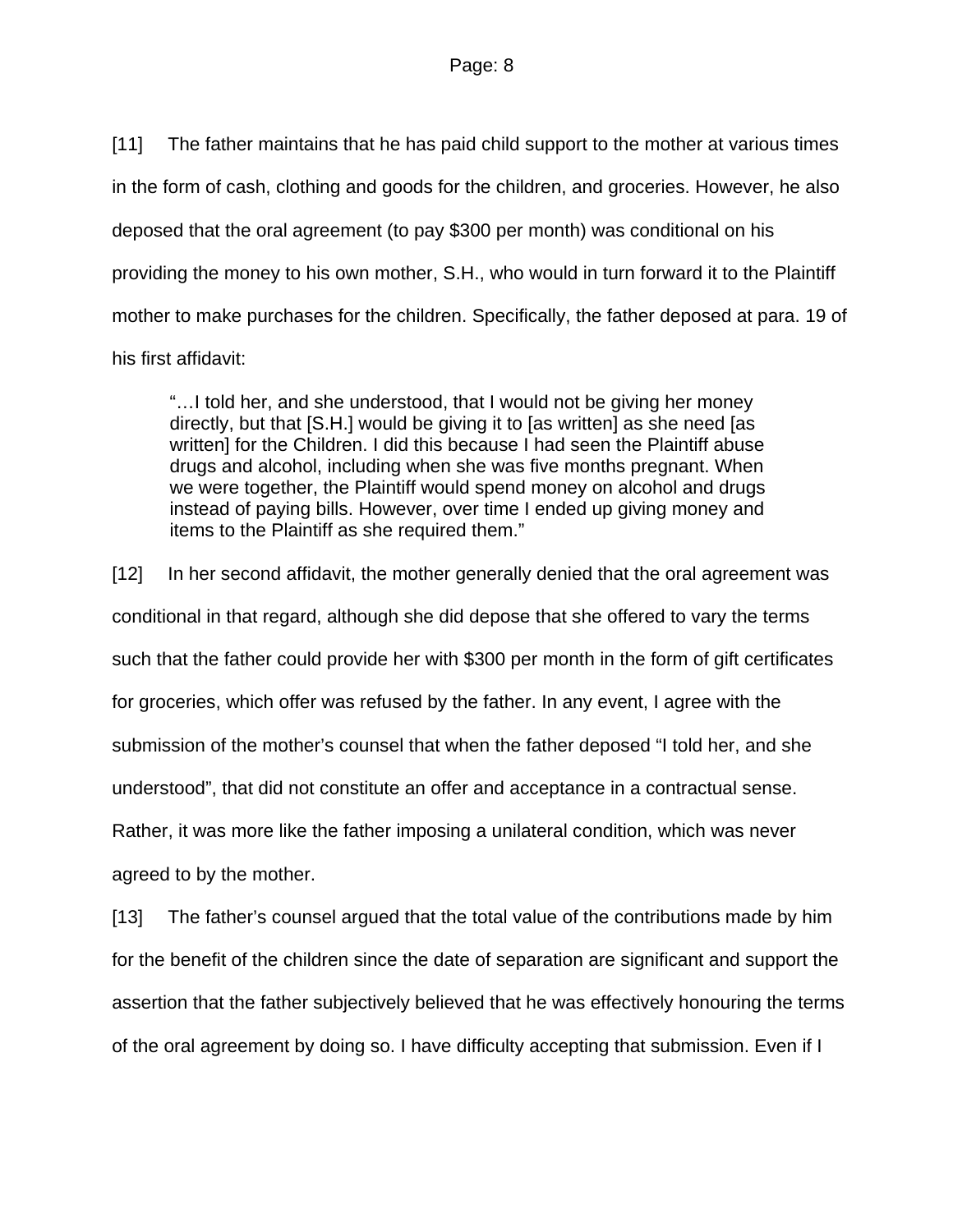[11] The father maintains that he has paid child support to the mother at various times in the form of cash, clothing and goods for the children, and groceries. However, he also deposed that the oral agreement (to pay $300 per month) was conditional on his providing the money to his own mother, S.H., who would in turn forward it to the Plaintiff mother to make purchases for the children. Specifically, the father deposed at para. 19 of his first affidavit:

> "…I told her, and she understood, that I would not be giving her money directly, but that [S.H.] would be giving it to [as written] as she need [as written] for the Children. I did this because I had seen the Plaintiff abuse drugs and alcohol, including when she was five months pregnant. When we were together, the Plaintiff would spend money on alcohol and drugs instead of paying bills. However, over time I ended up giving money and items to the Plaintiff as she required them."

[12] In her second affidavit, the mother generally denied that the oral agreement was conditional in that regard, although she did depose that she offered to vary the terms such that the father could provide her with $300 per month in the form of gift certificates for groceries, which offer was refused by the father. In any event, I agree with the submission of the mother's counsel that when the father deposed "I told her, and she understood", that did not constitute an offer and acceptance in a contractual sense. Rather, it was more like the father imposing a unilateral condition, which was never agreed to by the mother.

[13] The father's counsel argued that the total value of the contributions made by him for the benefit of the children since the date of separation are significant and support the assertion that the father subjectively believed that he was effectively honouring the terms of the oral agreement by doing so. I have difficulty accepting that submission. Even if I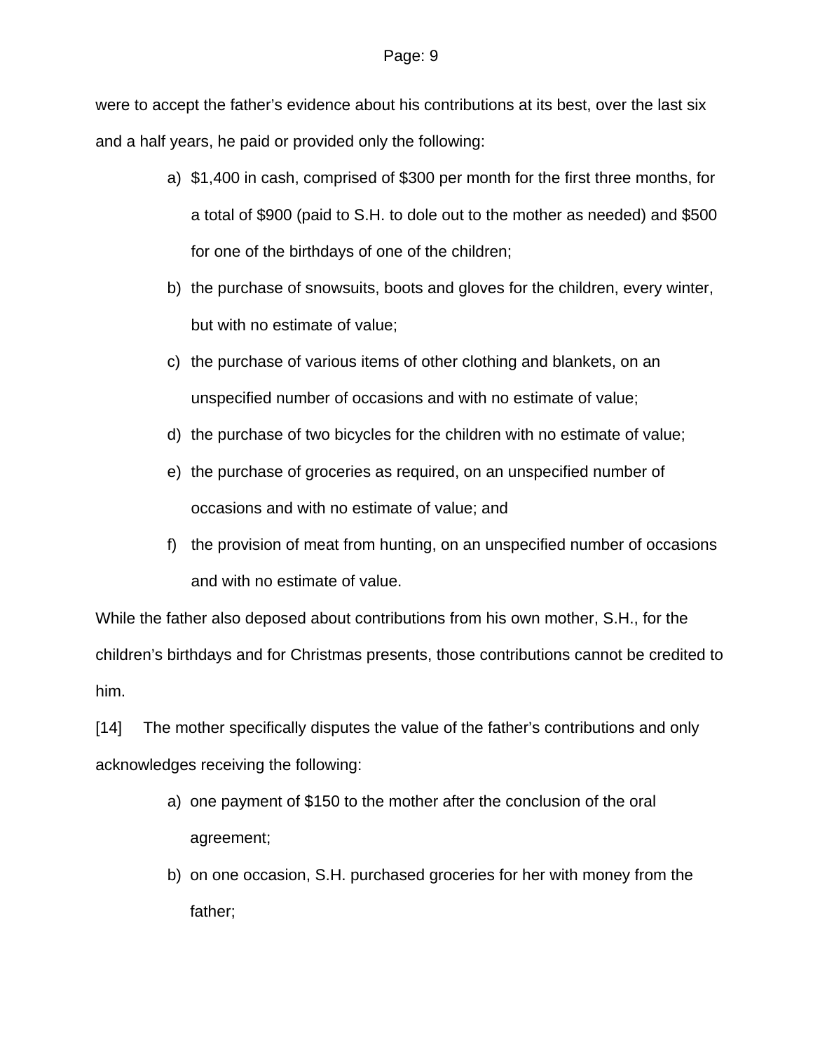were to accept the father's evidence about his contributions at its best, over the last six and a half years, he paid or provided only the following:

a) $1,400 in cash, comprised of $300 per month for the first three months, for a total of $900 (paid to S.H. to dole out to the mother as needed) and $500 for one of the birthdays of one of the children;

b) the purchase of snowsuits, boots and gloves for the children, every winter, but with no estimate of value;

c) the purchase of various items of other clothing and blankets, on an unspecified number of occasions and with no estimate of value;

d) the purchase of two bicycles for the children with no estimate of value;

e) the purchase of groceries as required, on an unspecified number of occasions and with no estimate of value; and

f) the provision of meat from hunting, on an unspecified number of occasions and with no estimate of value.

While the father also deposed about contributions from his own mother, S.H., for the children's birthdays and for Christmas presents, those contributions cannot be credited to him.

[14] The mother specifically disputes the value of the father's contributions and only acknowledges receiving the following:

a) one payment of $150 to the mother after the conclusion of the oral agreement;

b) on one occasion, S.H. purchased groceries for her with money from the father;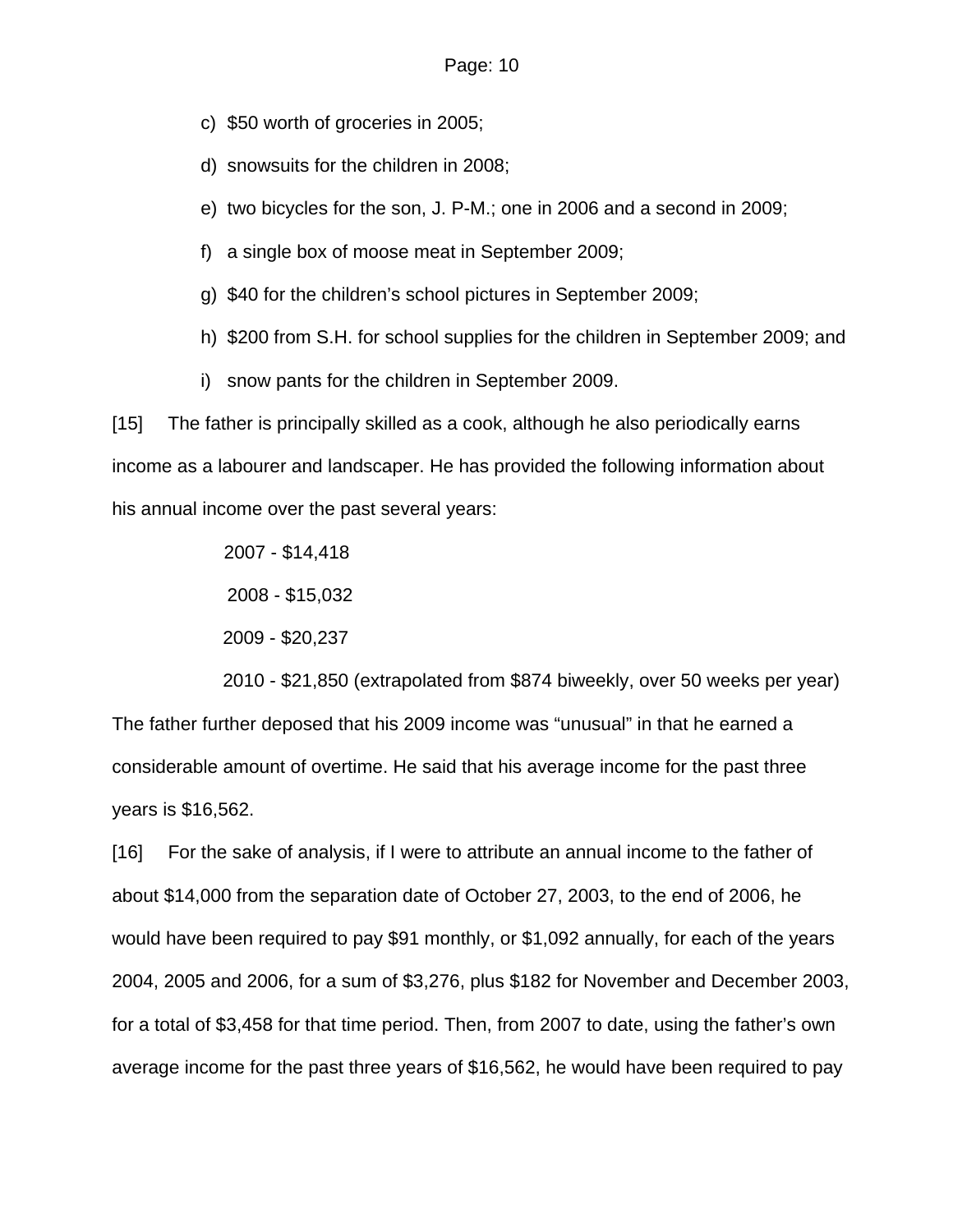c) $50 worth of groceries in 2005;

d) snowsuits for the children in 2008;

e) two bicycles for the son, J. P-M.; one in 2006 and a second in 2009;

f) a single box of moose meat in September 2009;

g) $40 for the children's school pictures in September 2009;

h) $200 from S.H. for school supplies for the children in September 2009; and

i) snow pants for the children in September 2009.

[15] The father is principally skilled as a cook, although he also periodically earns income as a labourer and landscaper. He has provided the following information about his annual income over the past several years:

2007 - $14,418

2008 - $15,032

2009 - $20,237

2010 - $21,850 (extrapolated from $874 biweekly, over 50 weeks per year)

The father further deposed that his 2009 income was "unusual" in that he earned a considerable amount of overtime. He said that his average income for the past three years is $16,562.

[16] For the sake of analysis, if I were to attribute an annual income to the father of about $14,000 from the separation date of October 27, 2003, to the end of 2006, he would have been required to pay $91 monthly, or $1,092 annually, for each of the years 2004, 2005 and 2006, for a sum of $3,276, plus $182 for November and December 2003, for a total of $3,458 for that time period. Then, from 2007 to date, using the father's own average income for the past three years of $16,562, he would have been required to pay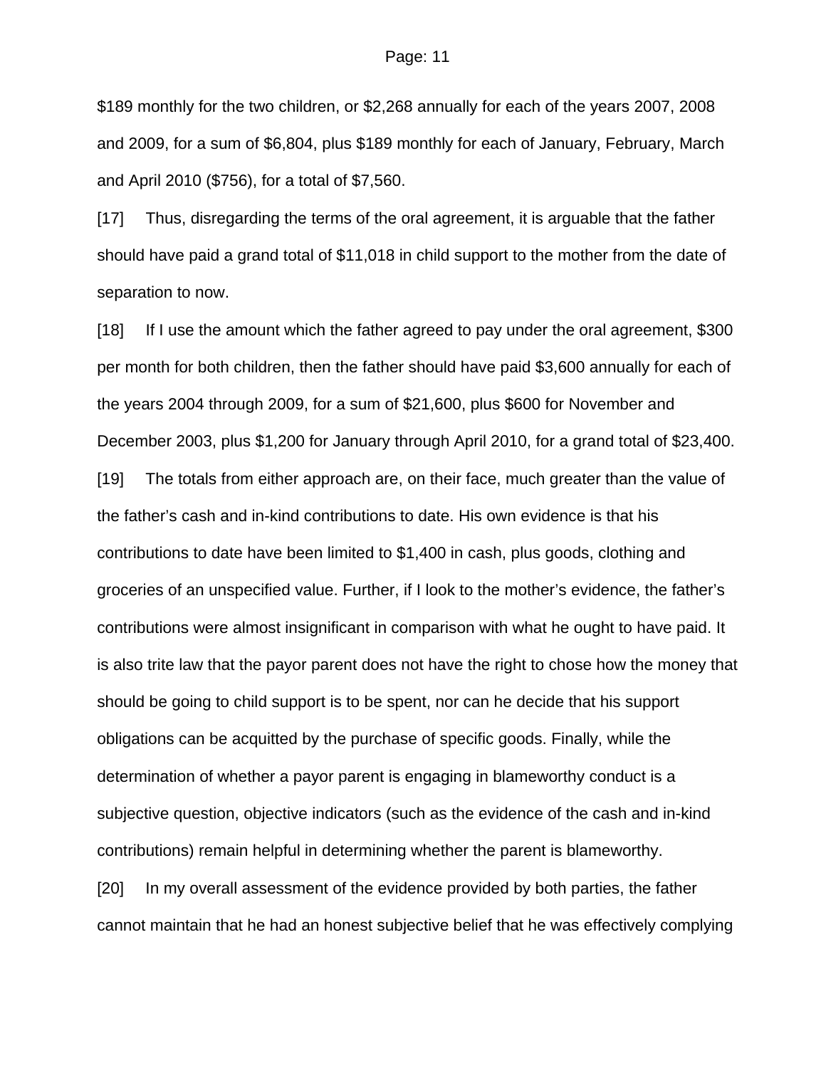$189 monthly for the two children, or $2,268 annually for each of the years 2007, 2008 and 2009, for a sum of $6,804, plus $189 monthly for each of January, February, March and April 2010 ($756), for a total of $7,560.

[17] Thus, disregarding the terms of the oral agreement, it is arguable that the father should have paid a grand total of $11,018 in child support to the mother from the date of separation to now.

[18] If I use the amount which the father agreed to pay under the oral agreement, $300 per month for both children, then the father should have paid $3,600 annually for each of the years 2004 through 2009, for a sum of $21,600, plus $600 for November and December 2003, plus $1,200 for January through April 2010, for a grand total of $23,400.

[19] The totals from either approach are, on their face, much greater than the value of the father's cash and in-kind contributions to date. His own evidence is that his contributions to date have been limited to $1,400 in cash, plus goods, clothing and groceries of an unspecified value. Further, if I look to the mother's evidence, the father's contributions were almost insignificant in comparison with what he ought to have paid. It is also trite law that the payor parent does not have the right to chose how the money that should be going to child support is to be spent, nor can he decide that his support obligations can be acquitted by the purchase of specific goods. Finally, while the determination of whether a payor parent is engaging in blameworthy conduct is a subjective question, objective indicators (such as the evidence of the cash and in-kind contributions) remain helpful in determining whether the parent is blameworthy.

[20] In my overall assessment of the evidence provided by both parties, the father cannot maintain that he had an honest subjective belief that he was effectively complying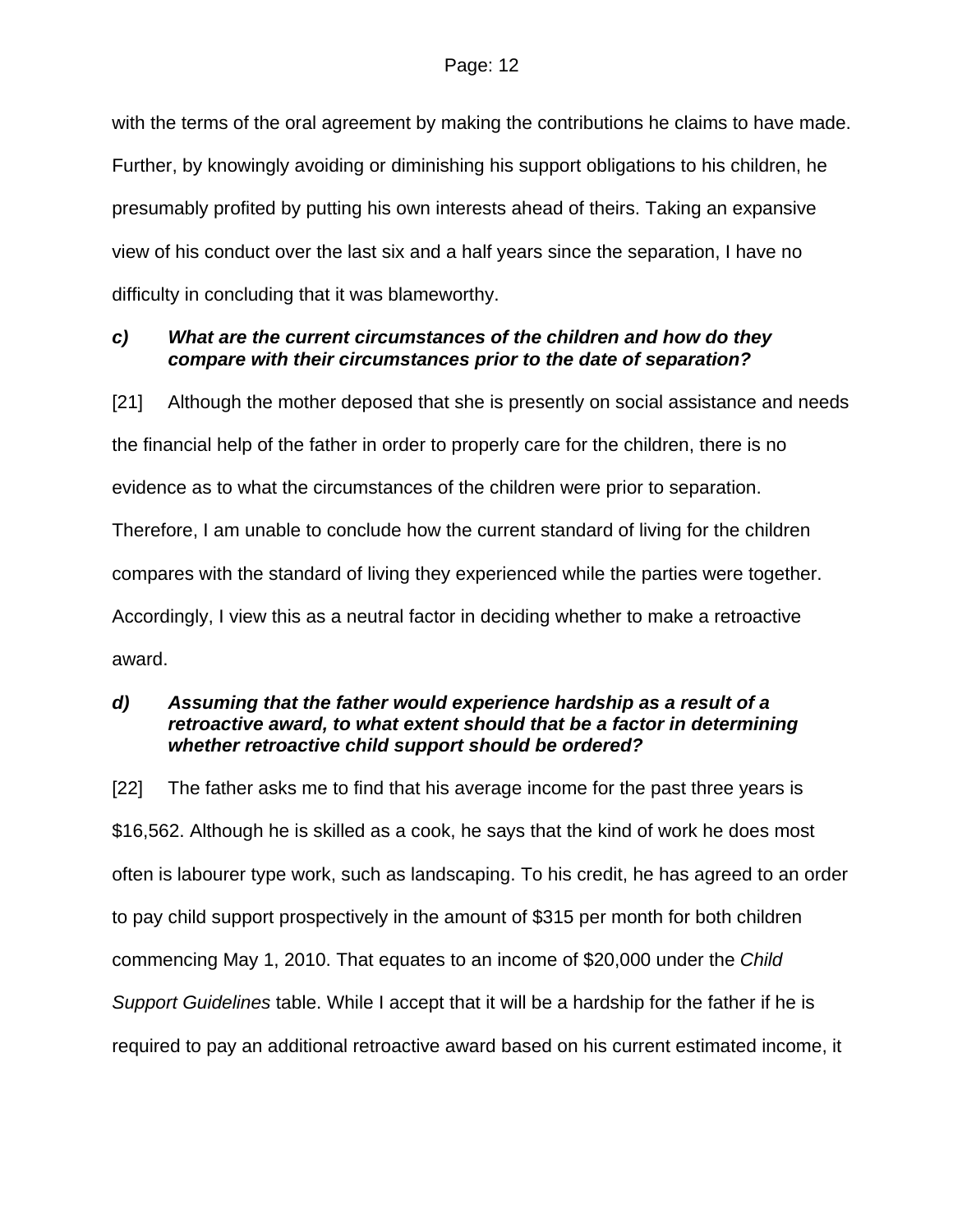with the terms of the oral agreement by making the contributions he claims to have made. Further, by knowingly avoiding or diminishing his support obligations to his children, he presumably profited by putting his own interests ahead of theirs. Taking an expansive view of his conduct over the last six and a half years since the separation, I have no difficulty in concluding that it was blameworthy.

***c) What are the current circumstances of the children and how do they compare with their circumstances prior to the date of separation?***

[21] Although the mother deposed that she is presently on social assistance and needs the financial help of the father in order to properly care for the children, there is no evidence as to what the circumstances of the children were prior to separation. Therefore, I am unable to conclude how the current standard of living for the children compares with the standard of living they experienced while the parties were together. Accordingly, I view this as a neutral factor in deciding whether to make a retroactive award.

***d) Assuming that the father would experience hardship as a result of a retroactive award, to what extent should that be a factor in determining whether retroactive child support should be ordered?***

[22] The father asks me to find that his average income for the past three years is $16,562. Although he is skilled as a cook, he says that the kind of work he does most often is labourer type work, such as landscaping. To his credit, he has agreed to an order to pay child support prospectively in the amount of $315 per month for both children commencing May 1, 2010. That equates to an income of $20,000 under the *Child Support Guidelines* table. While I accept that it will be a hardship for the father if he is required to pay an additional retroactive award based on his current estimated income, it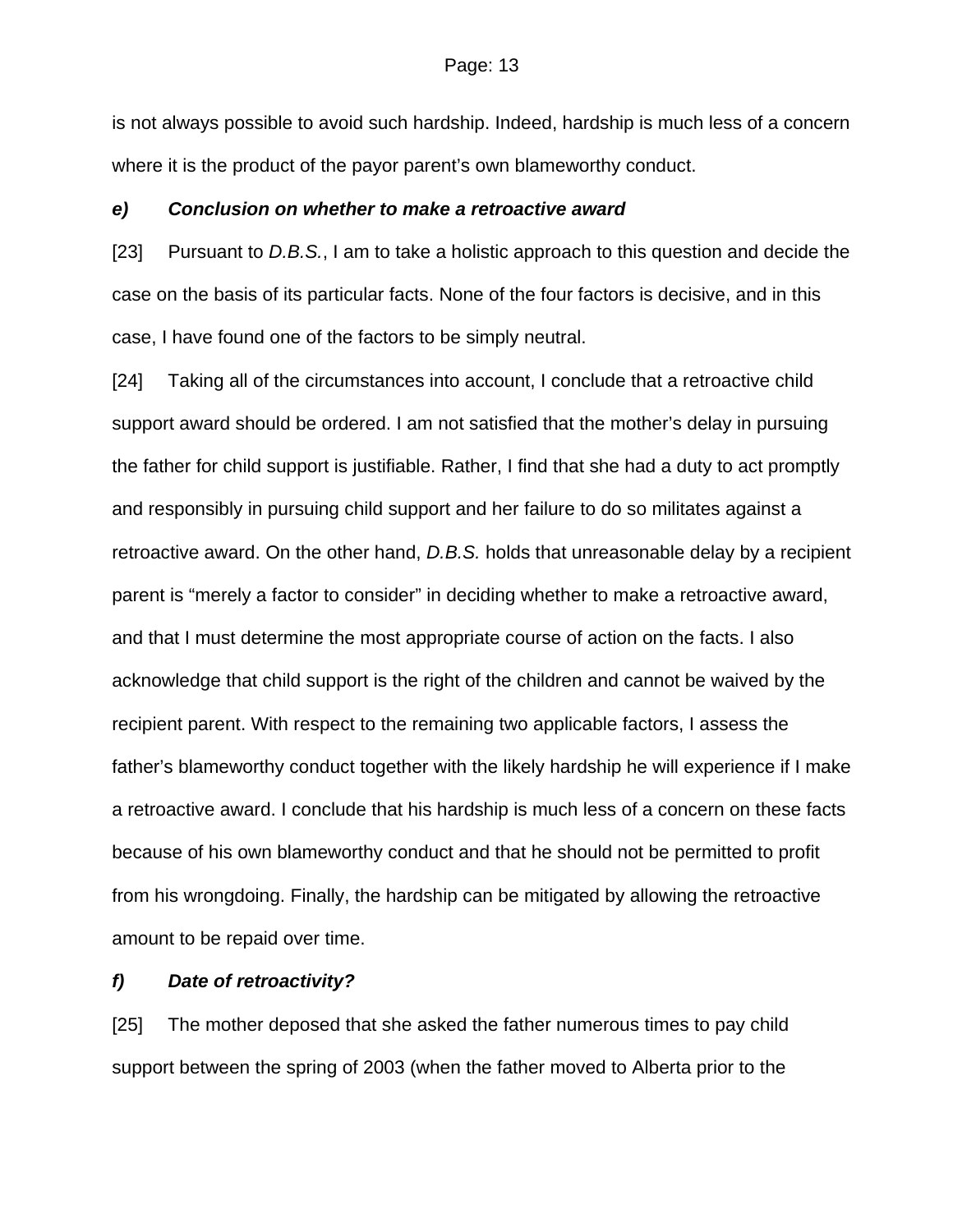is not always possible to avoid such hardship. Indeed, hardship is much less of a concern where it is the product of the payor parent's own blameworthy conduct.

***e) Conclusion on whether to make a retroactive award***

[23] Pursuant to *D.B.S.*, I am to take a holistic approach to this question and decide the case on the basis of its particular facts. None of the four factors is decisive, and in this case, I have found one of the factors to be simply neutral.

[24] Taking all of the circumstances into account, I conclude that a retroactive child support award should be ordered. I am not satisfied that the mother's delay in pursuing the father for child support is justifiable. Rather, I find that she had a duty to act promptly and responsibly in pursuing child support and her failure to do so militates against a retroactive award. On the other hand, *D.B.S.* holds that unreasonable delay by a recipient parent is "merely a factor to consider" in deciding whether to make a retroactive award, and that I must determine the most appropriate course of action on the facts. I also acknowledge that child support is the right of the children and cannot be waived by the recipient parent. With respect to the remaining two applicable factors, I assess the father's blameworthy conduct together with the likely hardship he will experience if I make a retroactive award. I conclude that his hardship is much less of a concern on these facts because of his own blameworthy conduct and that he should not be permitted to profit from his wrongdoing. Finally, the hardship can be mitigated by allowing the retroactive amount to be repaid over time.

***f) Date of retroactivity?***

[25] The mother deposed that she asked the father numerous times to pay child support between the spring of 2003 (when the father moved to Alberta prior to the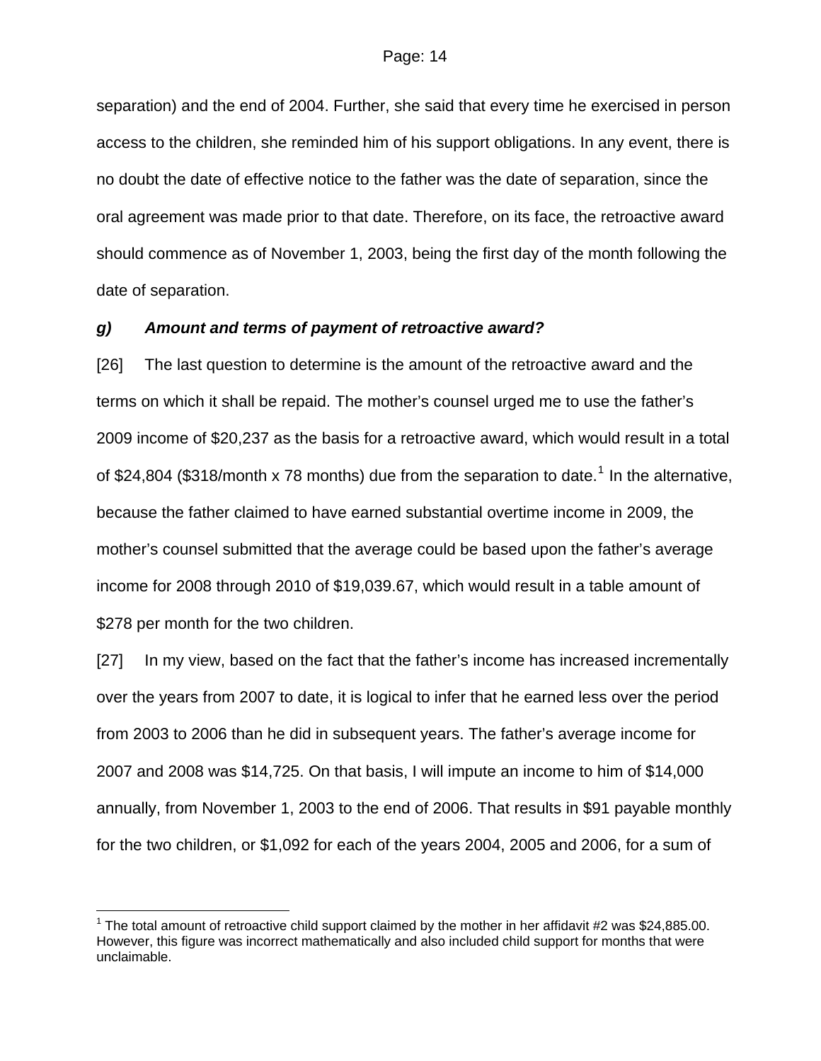separation) and the end of 2004. Further, she said that every time he exercised in person access to the children, she reminded him of his support obligations. In any event, there is no doubt the date of effective notice to the father was the date of separation, since the oral agreement was made prior to that date. Therefore, on its face, the retroactive award should commence as of November 1, 2003, being the first day of the month following the date of separation.

### ***g) Amount and terms of payment of retroactive award?***

[26] The last question to determine is the amount of the retroactive award and the terms on which it shall be repaid. The mother's counsel urged me to use the father's 2009 income of $20,237 as the basis for a retroactive award, which would result in a total of $24,804 ($318/month x 78 months) due from the separation to date.[1] In the alternative, because the father claimed to have earned substantial overtime income in 2009, the mother's counsel submitted that the average could be based upon the father's average income for 2008 through 2010 of $19,039.67, which would result in a table amount of $278 per month for the two children.

[27] In my view, based on the fact that the father's income has increased incrementally over the years from 2007 to date, it is logical to infer that he earned less over the period from 2003 to 2006 than he did in subsequent years. The father's average income for 2007 and 2008 was $14,725. On that basis, I will impute an income to him of $14,000 annually, from November 1, 2003 to the end of 2006. That results in $91 payable monthly for the two children, or $1,092 for each of the years 2004, 2005 and 2006, for a sum of

---

[1] The total amount of retroactive child support claimed by the mother in her affidavit #2 was $24,885.00. However, this figure was incorrect mathematically and also included child support for months that were unclaimable.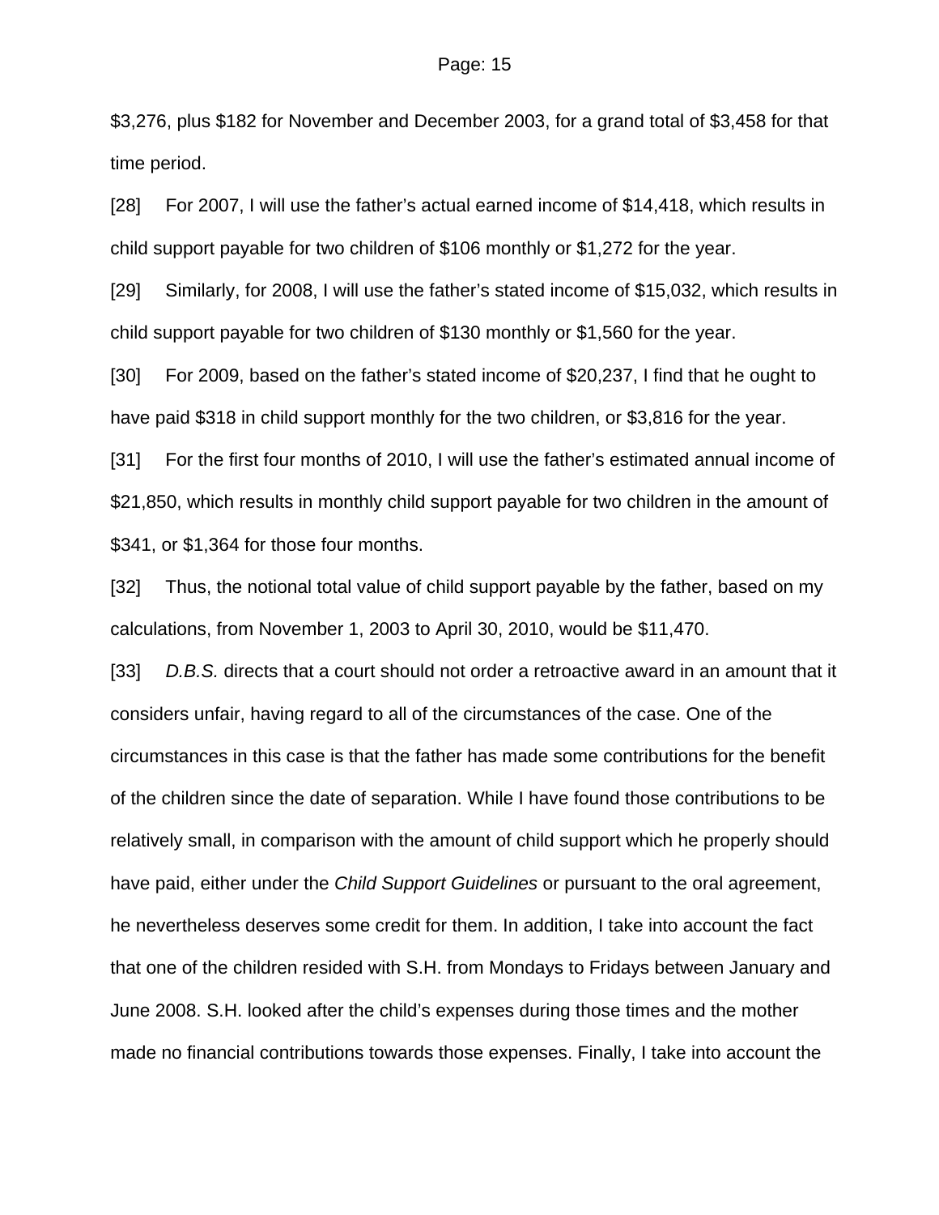$3,276, plus $182 for November and December 2003, for a grand total of $3,458 for that time period.

[28] For 2007, I will use the father's actual earned income of $14,418, which results in child support payable for two children of $106 monthly or $1,272 for the year.

[29] Similarly, for 2008, I will use the father's stated income of $15,032, which results in child support payable for two children of $130 monthly or $1,560 for the year.

[30] For 2009, based on the father's stated income of $20,237, I find that he ought to have paid $318 in child support monthly for the two children, or $3,816 for the year.

[31] For the first four months of 2010, I will use the father's estimated annual income of $21,850, which results in monthly child support payable for two children in the amount of $341, or $1,364 for those four months.

[32] Thus, the notional total value of child support payable by the father, based on my calculations, from November 1, 2003 to April 30, 2010, would be $11,470.

[33] *D.B.S.* directs that a court should not order a retroactive award in an amount that it considers unfair, having regard to all of the circumstances of the case. One of the circumstances in this case is that the father has made some contributions for the benefit of the children since the date of separation. While I have found those contributions to be relatively small, in comparison with the amount of child support which he properly should have paid, either under the *Child Support Guidelines* or pursuant to the oral agreement, he nevertheless deserves some credit for them. In addition, I take into account the fact that one of the children resided with S.H. from Mondays to Fridays between January and June 2008. S.H. looked after the child's expenses during those times and the mother made no financial contributions towards those expenses. Finally, I take into account the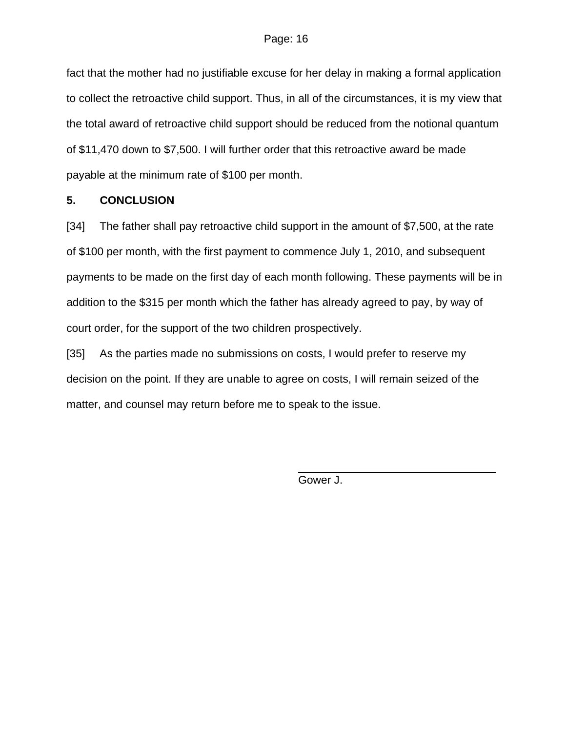fact that the mother had no justifiable excuse for her delay in making a formal application to collect the retroactive child support. Thus, in all of the circumstances, it is my view that the total award of retroactive child support should be reduced from the notional quantum of $11,470 down to $7,500. I will further order that this retroactive award be made payable at the minimum rate of $100 per month.

## 5. CONCLUSION

[34] The father shall pay retroactive child support in the amount of $7,500, at the rate of $100 per month, with the first payment to commence July 1, 2010, and subsequent payments to be made on the first day of each month following. These payments will be in addition to the $315 per month which the father has already agreed to pay, by way of court order, for the support of the two children prospectively.

[35] As the parties made no submissions on costs, I would prefer to reserve my decision on the point. If they are unable to agree on costs, I will remain seized of the matter, and counsel may return before me to speak to the issue.

Gower J.